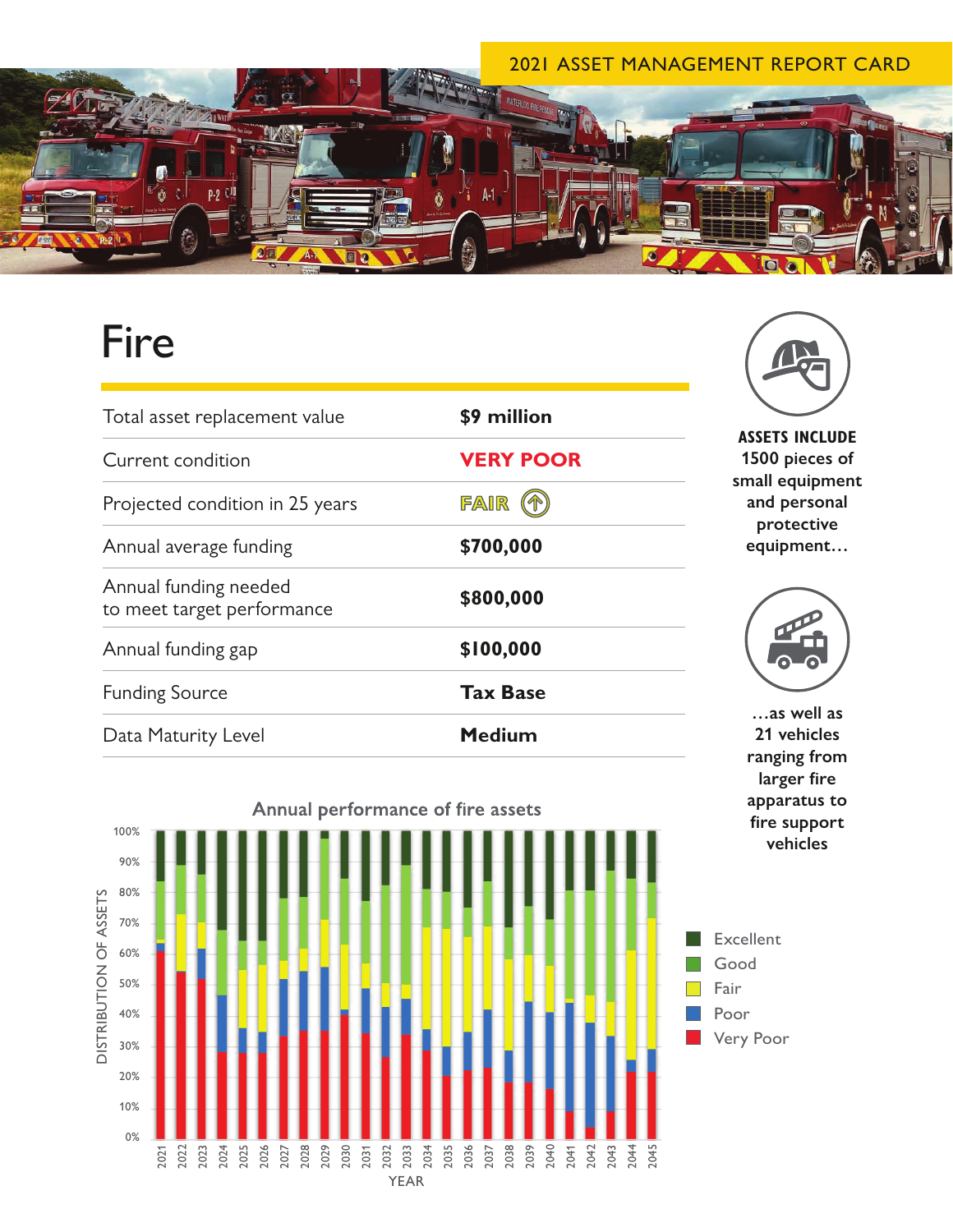2021 ASSET MANAGEMENT REPORT CARD

# Fire

| | |
|---|---|
| Total asset replacement value | **$9 million** |
| Current condition | **VERY POOR** |
| Projected condition in 25 years | **FAIR** ↑ |
| Annual average funding | **$700,000** |
| Annual funding needed to meet target performance | **$800,000** |
| Annual funding gap | **$100,000** |
| Funding Source | **Tax Base** |
| Data Maturity Level | **Medium** |

**ASSETS INCLUDE 1500 pieces of small equipment and personal protective equipment…**

**…as well as 21 vehicles ranging from larger fire apparatus to fire support vehicles**

**Annual performance of fire assets**

DISTRIBUTION OF ASSETS (0%–100%) by YEAR (2021–2045)

Legend: Excellent, Good, Fair, Poor, Very Poor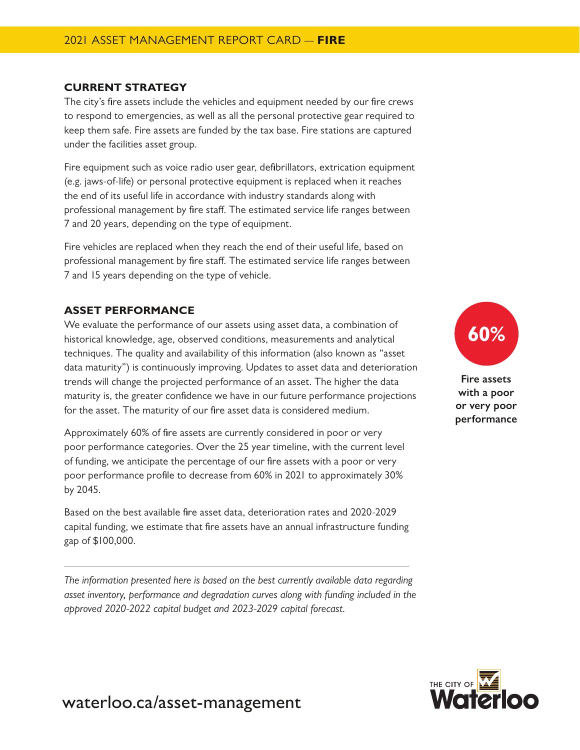## CURRENT STRATEGY

The city's fire assets include the vehicles and equipment needed by our fire crews to respond to emergencies, as well as all the personal protective gear required to keep them safe. Fire assets are funded by the tax base. Fire stations are captured under the facilities asset group.

Fire equipment such as voice radio user gear, defibrillators, extrication equipment (e.g. jaws-of-life) or personal protective equipment is replaced when it reaches the end of its useful life in accordance with industry standards along with professional management by fire staff. The estimated service life ranges between 7 and 20 years, depending on the type of equipment.

Fire vehicles are replaced when they reach the end of their useful life, based on professional management by fire staff. The estimated service life ranges between 7 and 15 years depending on the type of vehicle.

## ASSET PERFORMANCE

We evaluate the performance of our assets using asset data, a combination of historical knowledge, age, observed conditions, measurements and analytical techniques. The quality and availability of this information (also known as "asset data maturity") is continuously improving. Updates to asset data and deterioration trends will change the projected performance of an asset. The higher the data maturity is, the greater confidence we have in our future performance projections for the asset. The maturity of our fire asset data is considered medium.

**60%**

**Fire assets with a poor or very poor performance**

Approximately 60% of fire assets are currently considered in poor or very poor performance categories. Over the 25 year timeline, with the current level of funding, we anticipate the percentage of our fire assets with a poor or very poor performance profile to decrease from 60% in 2021 to approximately 30% by 2045.

Based on the best available fire asset data, deterioration rates and 2020-2029 capital funding, we estimate that fire assets have an annual infrastructure funding gap of $100,000.

---

*The information presented here is based on the best currently available data regarding asset inventory, performance and degradation curves along with funding included in the approved 2020-2022 capital budget and 2023-2029 capital forecast.*

waterloo.ca/asset-management

THE CITY OF Waterloo